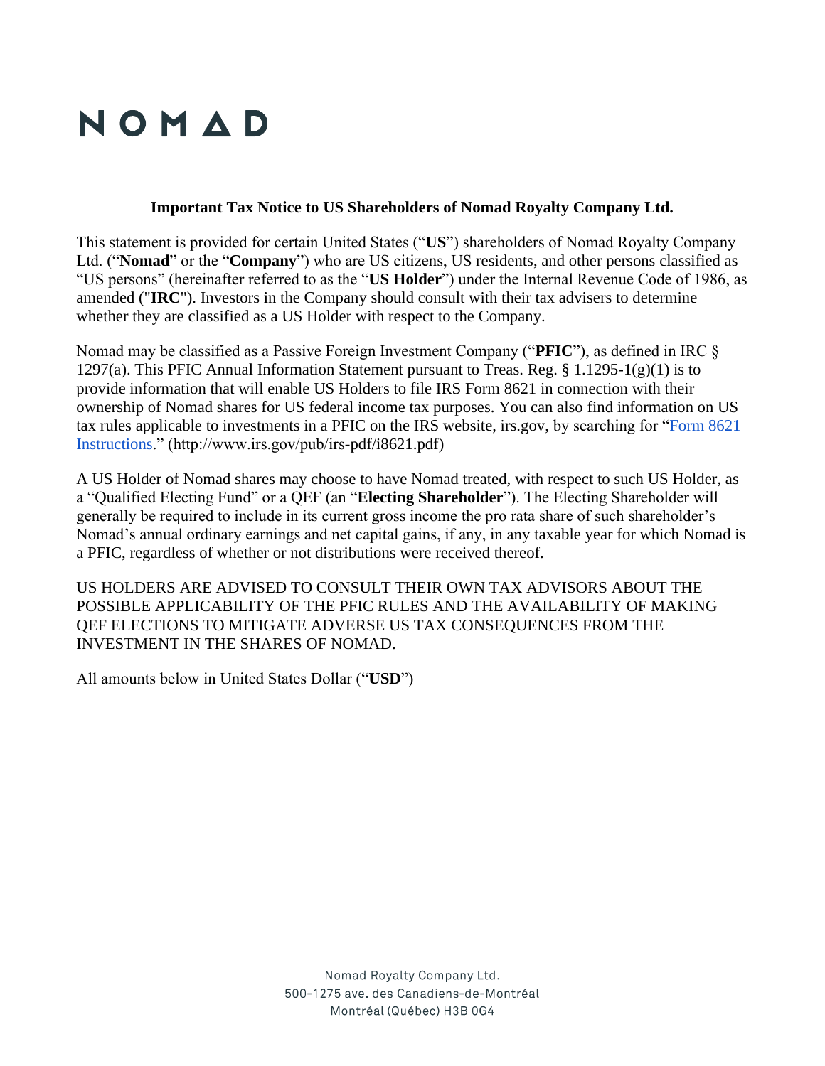NOMAD

**Important Tax Notice to US Shareholders of Nomad Royalty Company Ltd.**

This statement is provided for certain United States ("**US**") shareholders of Nomad Royalty Company Ltd. ("**Nomad**" or the "**Company**") who are US citizens, US residents, and other persons classified as "US persons" (hereinafter referred to as the "**US Holder**") under the Internal Revenue Code of 1986, as amended ("**IRC**"). Investors in the Company should consult with their tax advisers to determine whether they are classified as a US Holder with respect to the Company.

Nomad may be classified as a Passive Foreign Investment Company ("**PFIC**"), as defined in IRC § 1297(a). This PFIC Annual Information Statement pursuant to Treas. Reg. § 1.1295-1(g)(1) is to provide information that will enable US Holders to file IRS Form 8621 in connection with their ownership of Nomad shares for US federal income tax purposes. You can also find information on US tax rules applicable to investments in a PFIC on the IRS website, irs.gov, by searching for "Form 8621 Instructions." (http://www.irs.gov/pub/irs-pdf/i8621.pdf)

A US Holder of Nomad shares may choose to have Nomad treated, with respect to such US Holder, as a "Qualified Electing Fund" or a QEF (an "**Electing Shareholder**"). The Electing Shareholder will generally be required to include in its current gross income the pro rata share of such shareholder's Nomad's annual ordinary earnings and net capital gains, if any, in any taxable year for which Nomad is a PFIC, regardless of whether or not distributions were received thereof.

US HOLDERS ARE ADVISED TO CONSULT THEIR OWN TAX ADVISORS ABOUT THE POSSIBLE APPLICABILITY OF THE PFIC RULES AND THE AVAILABILITY OF MAKING QEF ELECTIONS TO MITIGATE ADVERSE US TAX CONSEQUENCES FROM THE INVESTMENT IN THE SHARES OF NOMAD.

All amounts below in United States Dollar ("**USD**")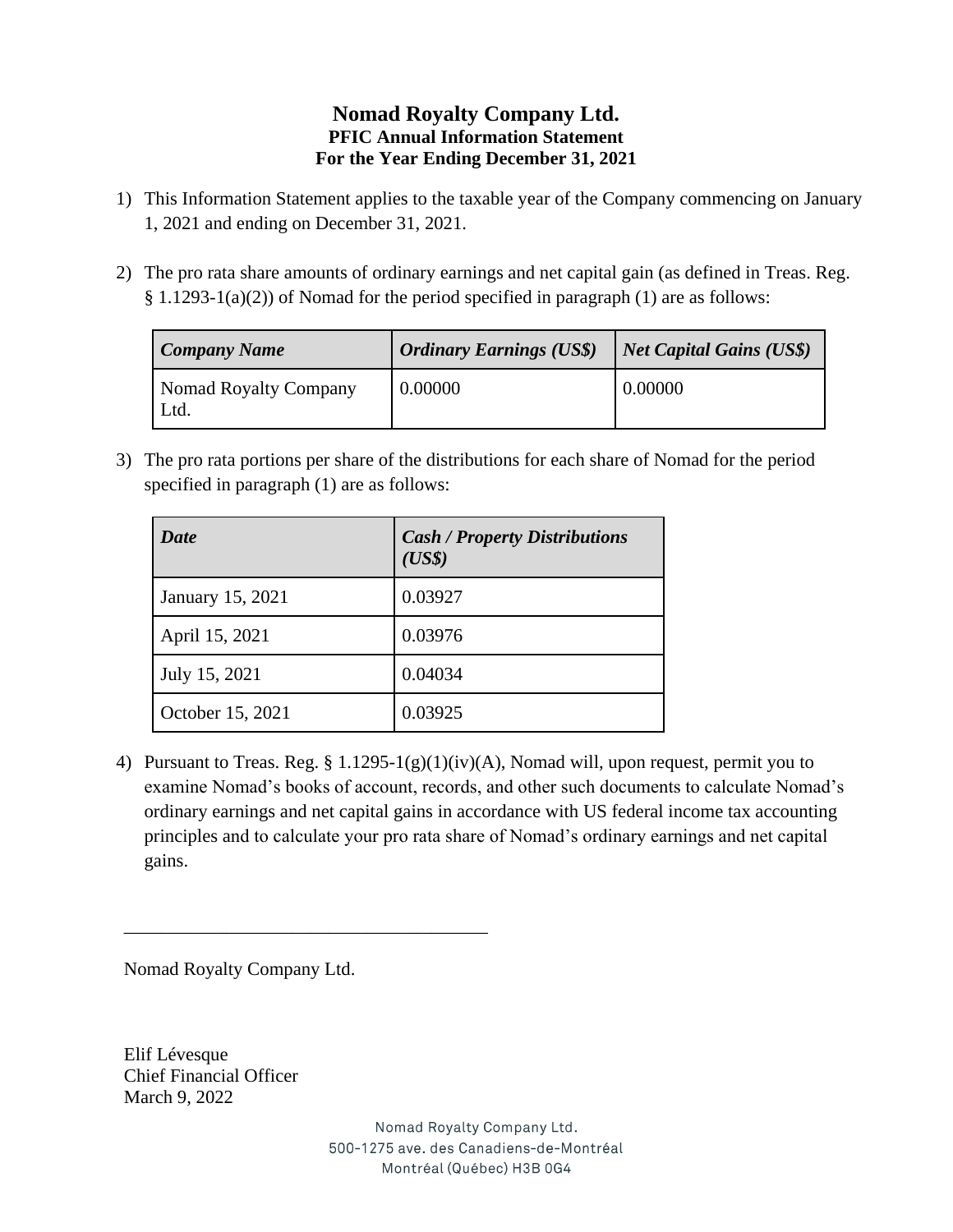# Nomad Royalty Company Ltd.
## PFIC Annual Information Statement
## For the Year Ending December 31, 2021

1) This Information Statement applies to the taxable year of the Company commencing on January 1, 2021 and ending on December 31, 2021.

2) The pro rata share amounts of ordinary earnings and net capital gain (as defined in Treas. Reg. § 1.1293-1(a)(2)) of Nomad for the period specified in paragraph (1) are as follows:

| ***Company Name*** | ***Ordinary Earnings (US$)*** | ***Net Capital Gains (US$)*** |
| --- | --- | --- |
| Nomad Royalty Company Ltd. | 0.00000 | 0.00000 |

3) The pro rata portions per share of the distributions for each share of Nomad for the period specified in paragraph (1) are as follows:

| ***Date*** | ***Cash / Property Distributions (US$)*** |
| --- | --- |
| January 15, 2021 | 0.03927 |
| April 15, 2021 | 0.03976 |
| July 15, 2021 | 0.04034 |
| October 15, 2021 | 0.03925 |

4) Pursuant to Treas. Reg. § 1.1295-1(g)(1)(iv)(A), Nomad will, upon request, permit you to examine Nomad's books of account, records, and other such documents to calculate Nomad's ordinary earnings and net capital gains in accordance with US federal income tax accounting principles and to calculate your pro rata share of Nomad's ordinary earnings and net capital gains.

\_\_\_\_\_\_\_\_\_\_\_\_\_\_\_\_\_\_\_\_\_\_\_\_\_\_\_\_\_\_\_\_\_\_\_\_\_\_\_

Nomad Royalty Company Ltd.

Elif Lévesque
Chief Financial Officer
March 9, 2022

Nomad Royalty Company Ltd.
500-1275 ave. des Canadiens-de-Montréal
Montréal (Québec) H3B 0G4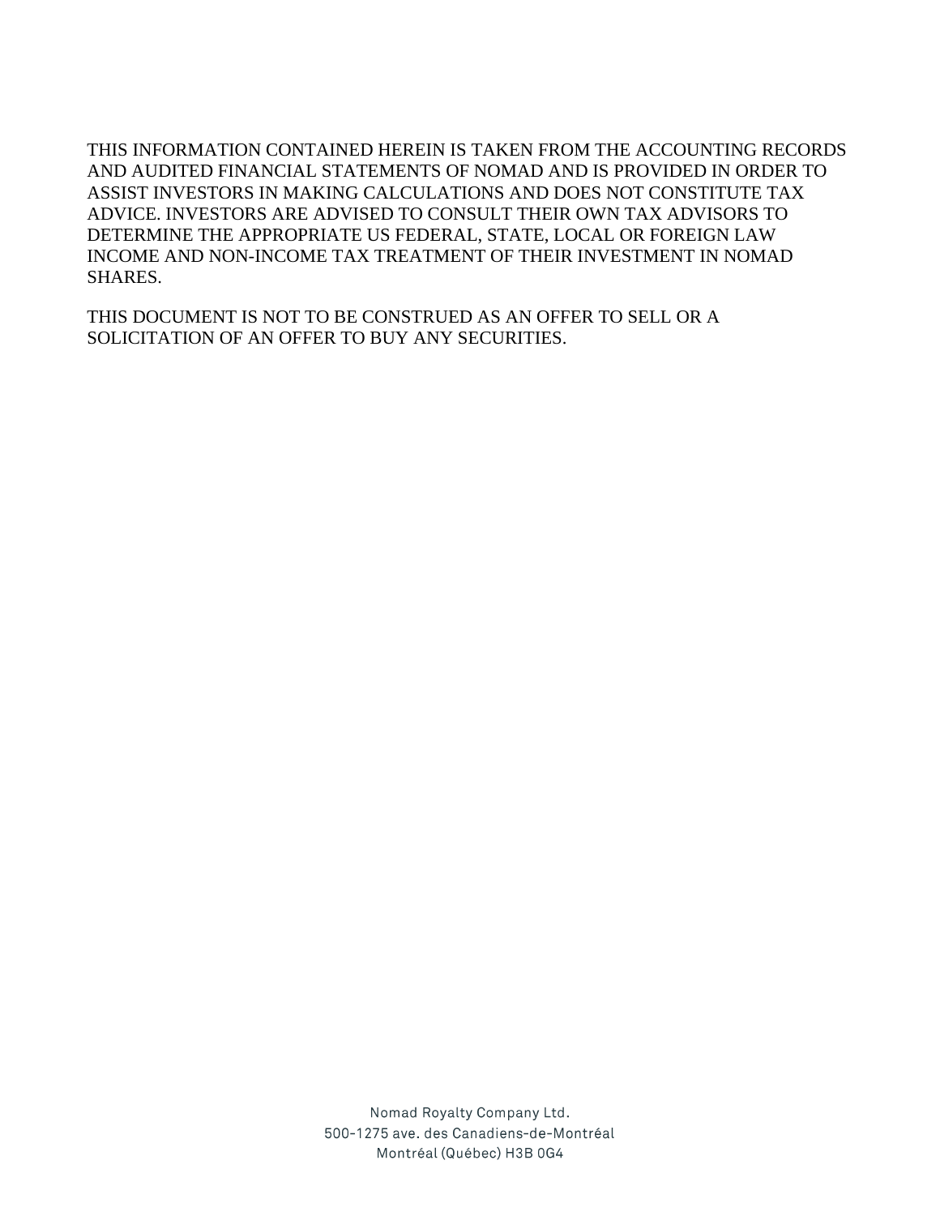THIS INFORMATION CONTAINED HEREIN IS TAKEN FROM THE ACCOUNTING RECORDS AND AUDITED FINANCIAL STATEMENTS OF NOMAD AND IS PROVIDED IN ORDER TO ASSIST INVESTORS IN MAKING CALCULATIONS AND DOES NOT CONSTITUTE TAX ADVICE. INVESTORS ARE ADVISED TO CONSULT THEIR OWN TAX ADVISORS TO DETERMINE THE APPROPRIATE US FEDERAL, STATE, LOCAL OR FOREIGN LAW INCOME AND NON-INCOME TAX TREATMENT OF THEIR INVESTMENT IN NOMAD SHARES.

THIS DOCUMENT IS NOT TO BE CONSTRUED AS AN OFFER TO SELL OR A SOLICITATION OF AN OFFER TO BUY ANY SECURITIES.

Nomad Royalty Company Ltd.
500-1275 ave. des Canadiens-de-Montréal
Montréal (Québec) H3B 0G4